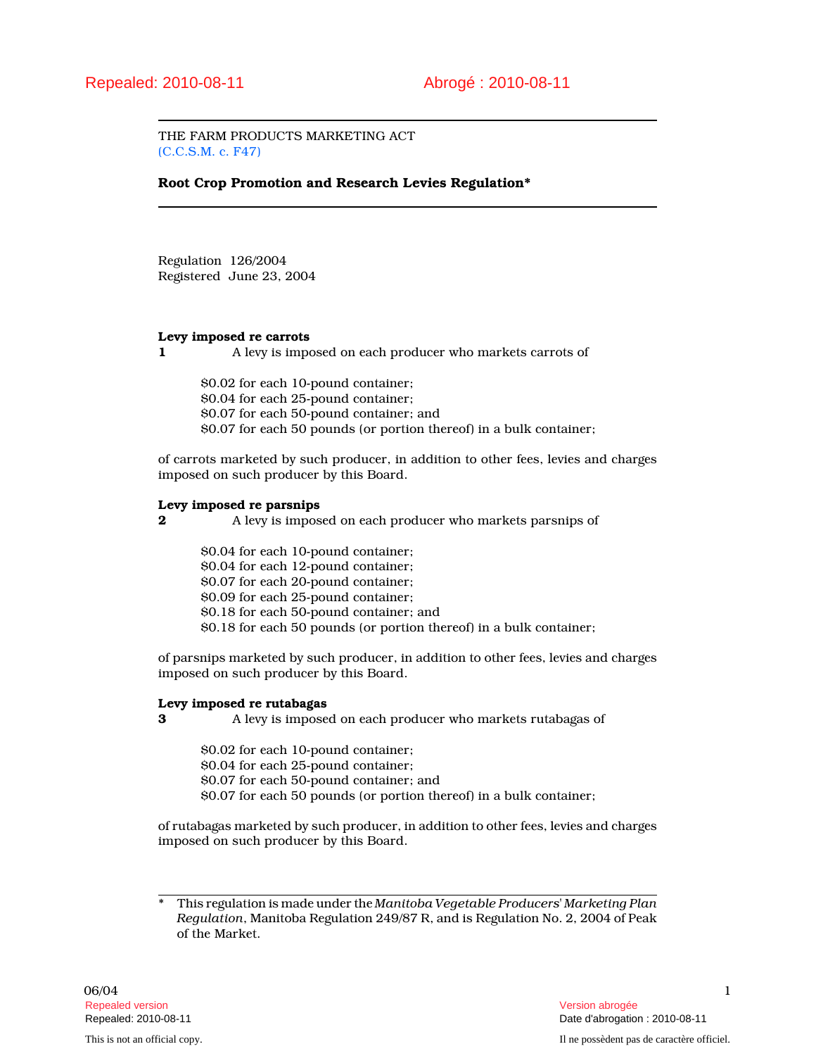Repealed: 2010-08-11 Abrogé : 2010-08-11

THE FARM PRODUCTS MARKETING ACT
(C.C.S.M. c. F47)

**Root Crop Promotion and Research Levies Regulation***

Regulation 126/2004
Registered June 23, 2004

**Levy imposed re carrots**

**1** A levy is imposed on each producer who markets carrots of

$0.02 for each 10-pound container;
$0.04 for each 25-pound container;
$0.07 for each 50-pound container; and
$0.07 for each 50 pounds (or portion thereof) in a bulk container;

of carrots marketed by such producer, in addition to other fees, levies and charges imposed on such producer by this Board.

**Levy imposed re parsnips**

**2** A levy is imposed on each producer who markets parsnips of

$0.04 for each 10-pound container;
$0.04 for each 12-pound container;
$0.07 for each 20-pound container;
$0.09 for each 25-pound container;
$0.18 for each 50-pound container; and
$0.18 for each 50 pounds (or portion thereof) in a bulk container;

of parsnips marketed by such producer, in addition to other fees, levies and charges imposed on such producer by this Board.

**Levy imposed re rutabagas**

**3** A levy is imposed on each producer who markets rutabagas of

$0.02 for each 10-pound container;
$0.04 for each 25-pound container;
$0.07 for each 50-pound container; and
$0.07 for each 50 pounds (or portion thereof) in a bulk container;

of rutabagas marketed by such producer, in addition to other fees, levies and charges imposed on such producer by this Board.

---

\* This regulation is made under the *Manitoba Vegetable Producers' Marketing Plan Regulation*, Manitoba Regulation 249/87 R, and is Regulation No. 2, 2004 of Peak of the Market.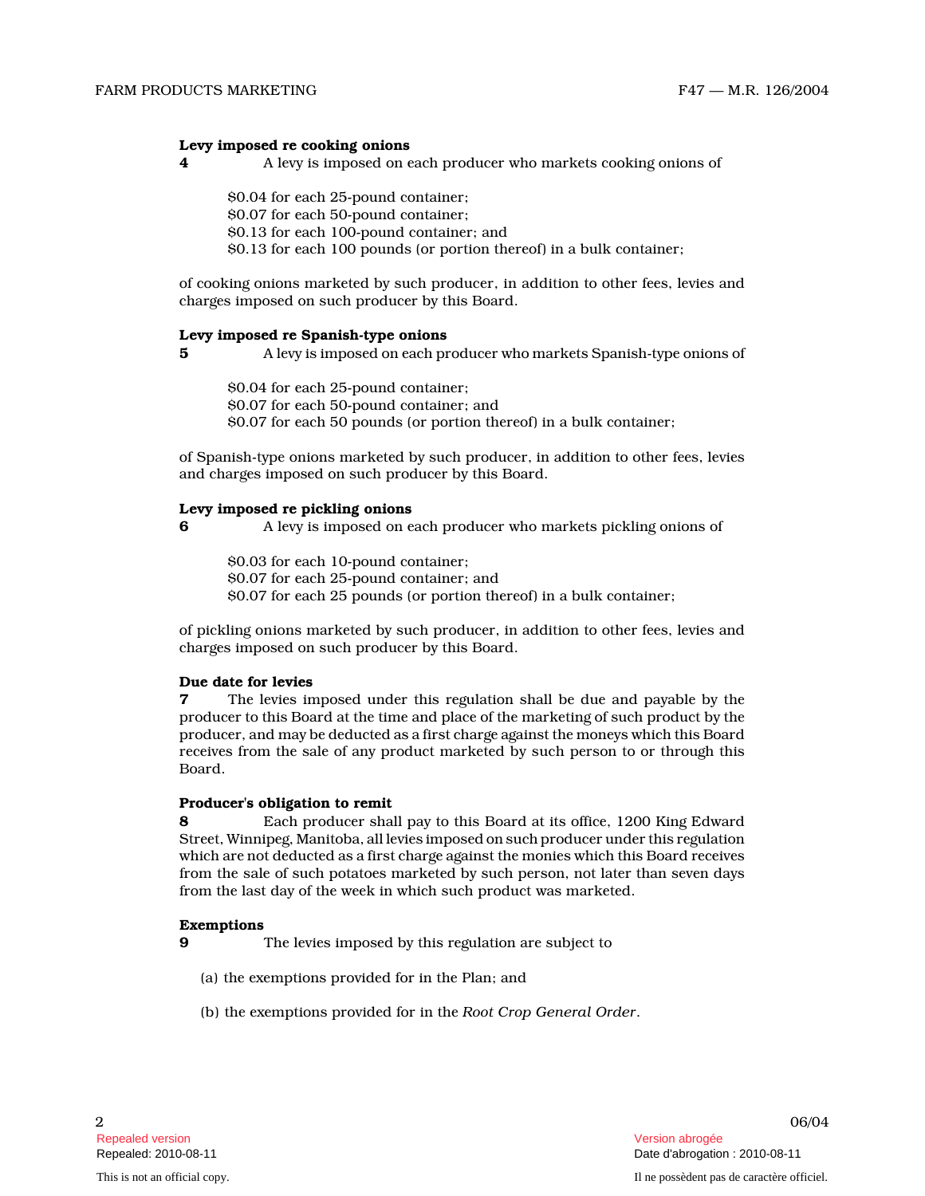**Levy imposed re cooking onions**

**4** A levy is imposed on each producer who markets cooking onions of

$0.04 for each 25-pound container;
$0.07 for each 50-pound container;
$0.13 for each 100-pound container; and
$0.13 for each 100 pounds (or portion thereof) in a bulk container;

of cooking onions marketed by such producer, in addition to other fees, levies and charges imposed on such producer by this Board.

**Levy imposed re Spanish-type onions**

**5** A levy is imposed on each producer who markets Spanish-type onions of

$0.04 for each 25-pound container;
$0.07 for each 50-pound container; and
$0.07 for each 50 pounds (or portion thereof) in a bulk container;

of Spanish-type onions marketed by such producer, in addition to other fees, levies and charges imposed on such producer by this Board.

**Levy imposed re pickling onions**

**6** A levy is imposed on each producer who markets pickling onions of

$0.03 for each 10-pound container;
$0.07 for each 25-pound container; and
$0.07 for each 25 pounds (or portion thereof) in a bulk container;

of pickling onions marketed by such producer, in addition to other fees, levies and charges imposed on such producer by this Board.

**Due date for levies**

**7** The levies imposed under this regulation shall be due and payable by the producer to this Board at the time and place of the marketing of such product by the producer, and may be deducted as a first charge against the moneys which this Board receives from the sale of any product marketed by such person to or through this Board.

**Producer's obligation to remit**

**8** Each producer shall pay to this Board at its office, 1200 King Edward Street, Winnipeg, Manitoba, all levies imposed on such producer under this regulation which are not deducted as a first charge against the monies which this Board receives from the sale of such potatoes marketed by such person, not later than seven days from the last day of the week in which such product was marketed.

**Exemptions**

**9** The levies imposed by this regulation are subject to

(a) the exemptions provided for in the Plan; and

(b) the exemptions provided for in the *Root Crop General Order*.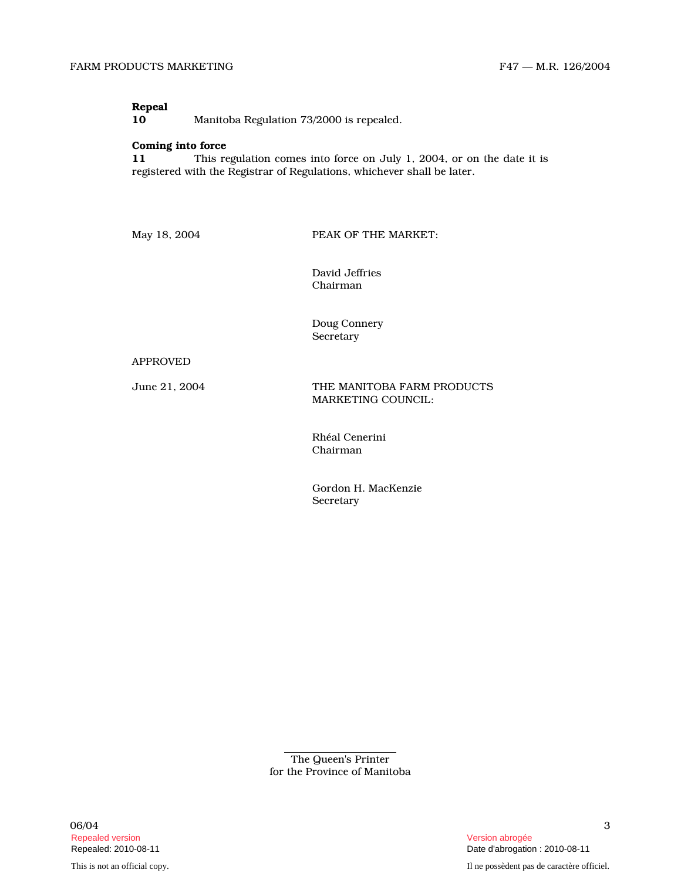**Repeal**

**10** Manitoba Regulation 73/2000 is repealed.

**Coming into force**

**11** This regulation comes into force on July 1, 2004, or on the date it is registered with the Registrar of Regulations, whichever shall be later.

May 18, 2004

PEAK OF THE MARKET:

David Jeffries
Chairman

Doug Connery
Secretary

APPROVED

June 21, 2004

THE MANITOBA FARM PRODUCTS MARKETING COUNCIL:

Rhéal Cenerini
Chairman

Gordon H. MacKenzie
Secretary

The Queen's Printer
for the Province of Manitoba

Repealed version
Repealed: 2010-08-11

Version abrogée
Date d'abrogation : 2010-08-11

This is not an official copy.

Il ne possèdent pas de caractère officiel.